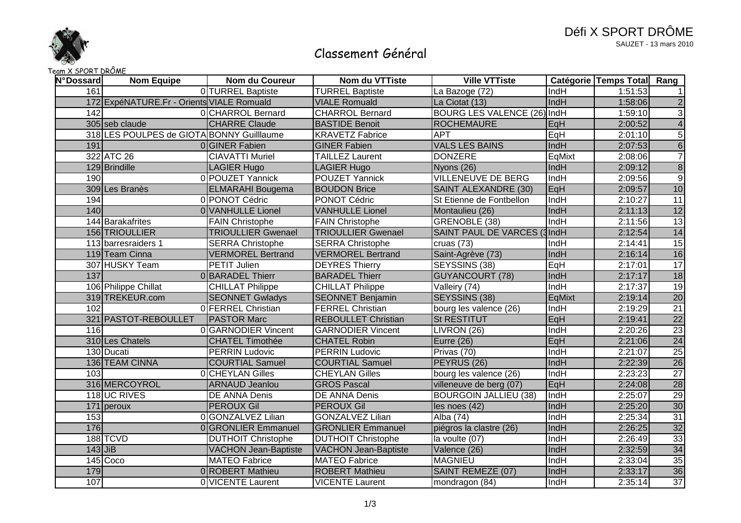Défi X SPORT DRÔME

SAUZET - 13 mars 2010

Team X SPORT DRÔME

# Classement Général

| N°Dossard | Nom Equipe | Nom du Coureur | Nom du VTTiste | Ville VTTiste | Catégorie | Temps Total | Rang |
|---|---|---|---|---|---|---|---|
| 161 | 0 | TURREL Baptiste | TURREL Baptiste | La Bazoge (72) | IndH | 1:51:53 | 1 |
| 172 | ExpéNATURE.Fr - Orients | VIALE Romuald | VIALE Romuald | La Ciotat (13) | IndH | 1:58:06 | 2 |
| 142 | 0 | CHARROL Bernard | CHARROL Bernard | BOURG LES VALENCE (26) | IndH | 1:59:10 | 3 |
| 305 | seb claude | CHARRE Claude | BASTIDE Benoit | ROCHEMAURE | EqH | 2:00:52 | 4 |
| 318 | LES POULPES de GIOTA | BONNY Guilllaume | KRAVETZ Fabrice | APT | EqH | 2:01:10 | 5 |
| 191 | 0 | GINER Fabien | GINER Fabien | VALS LES BAINS | IndH | 2:07:53 | 6 |
| 322 | ATC 26 | CIAVATTI Muriel | TAILLEZ Laurent | DONZERE | EqMixt | 2:08:06 | 7 |
| 129 | Brindille | LAGIER Hugo | LAGIER Hugo | Nyons (26) | IndH | 2:09:12 | 8 |
| 190 | 0 | POUZET Yannick | POUZET Yannick | VILLENEUVE DE BERG | IndH | 2:09:56 | 9 |
| 309 | Les Branès | ELMARAHI Bougema | BOUDON Brice | SAINT ALEXANDRE (30) | EqH | 2:09:57 | 10 |
| 194 | 0 | PONOT Cédric | PONOT Cédric | St Etienne de Fontbellon | IndH | 2:10:27 | 11 |
| 140 | 0 | VANHULLE Lionel | VANHULLE Lionel | Montaulieu (26) | IndH | 2:11:13 | 12 |
| 144 | Barakafrites | FAIN Christophe | FAIN Christophe | GRENOBLE (38) | IndH | 2:11:56 | 13 |
| 156 | TRIOULLIER | TRIOULLIER Gwenael | TRIOULLIER Gwenael | SAINT PAUL DE VARCES (3 | IndH | 2:12:54 | 14 |
| 113 | barresraiders 1 | SERRA Christophe | SERRA Christophe | cruas (73) | IndH | 2:14:41 | 15 |
| 119 | Team Cinna | VERMOREL Bertrand | VERMOREL Bertrand | Saint-Agrève (73) | IndH | 2:16:14 | 16 |
| 307 | HUSKY Team | PETIT Julien | DEYRES Thierry | SEYSSINS (38) | EqH | 2:17:01 | 17 |
| 137 | 0 | BARADEL Thierr | BARADEL Thierr | GUYANCOURT (78) | IndH | 2:17:17 | 18 |
| 106 | Philippe Chillat | CHILLAT Philippe | CHILLAT Philippe | Valleiry (74) | IndH | 2:17:37 | 19 |
| 319 | TREKEUR.com | SEONNET Gwladys | SEONNET Benjamin | SEYSSINS (38) | EqMixt | 2:19:14 | 20 |
| 102 | 0 | FERREL Christian | FERREL Christian | bourg les valence (26) | IndH | 2:19:29 | 21 |
| 321 | PASTOT-REBOULLET | PASTOR Marc | REBOULLET Christian | St RESTITUT | EqH | 2:19:41 | 22 |
| 116 | 0 | GARNODIER Vincent | GARNODIER Vincent | LIVRON (26) | IndH | 2:20:26 | 23 |
| 310 | Les Chatels | CHATEL Timothée | CHATEL Robin | Eurre (26) | EqH | 2:21:06 | 24 |
| 130 | Ducati | PERRIN Ludovic | PERRIN Ludovic | Privas (70) | IndH | 2:21:07 | 25 |
| 136 | TEAM CINNA | COURTIAL Samuel | COURTIAL Samuel | PEYRUS (26) | IndH | 2:22:39 | 26 |
| 103 | 0 | CHEYLAN Gilles | CHEYLAN Gilles | bourg les valence (26) | IndH | 2:23:23 | 27 |
| 316 | MERCOYROL | ARNAUD Jeanlou | GROS Pascal | villeneuve de berg (07) | EqH | 2:24:08 | 28 |
| 118 | UC RIVES | DE ANNA Denis | DE ANNA Denis | BOURGOIN JALLIEU (38) | IndH | 2:25:07 | 29 |
| 171 | peroux | PEROUX Gil | PEROUX Gil | les noes (42) | IndH | 2:25:20 | 30 |
| 153 | 0 | GONZALVEZ Lilian | GONZALVEZ Lilian | Alba (74) | IndH | 2:25:34 | 31 |
| 176 | 0 | GRONLIER Emmanuel | GRONLIER Emmanuel | piégros la clastre (26) | IndH | 2:26:25 | 32 |
| 188 | TCVD | DUTHOIT Christophe | DUTHOIT Christophe | la voulte (07) | IndH | 2:26:49 | 33 |
| 143 | JiB | VACHON Jean-Baptiste | VACHON Jean-Baptiste | Valence (26) | IndH | 2:32:59 | 34 |
| 145 | Coco | MATEO Fabrice | MATEO Fabrice | MAGNIEU | IndH | 2:33:04 | 35 |
| 179 | 0 | ROBERT Mathieu | ROBERT Mathieu | SAINT REMEZE (07) | IndH | 2:33:17 | 36 |
| 107 | 0 | VICENTE Laurent | VICENTE Laurent | mondragon (84) | IndH | 2:35:14 | 37 |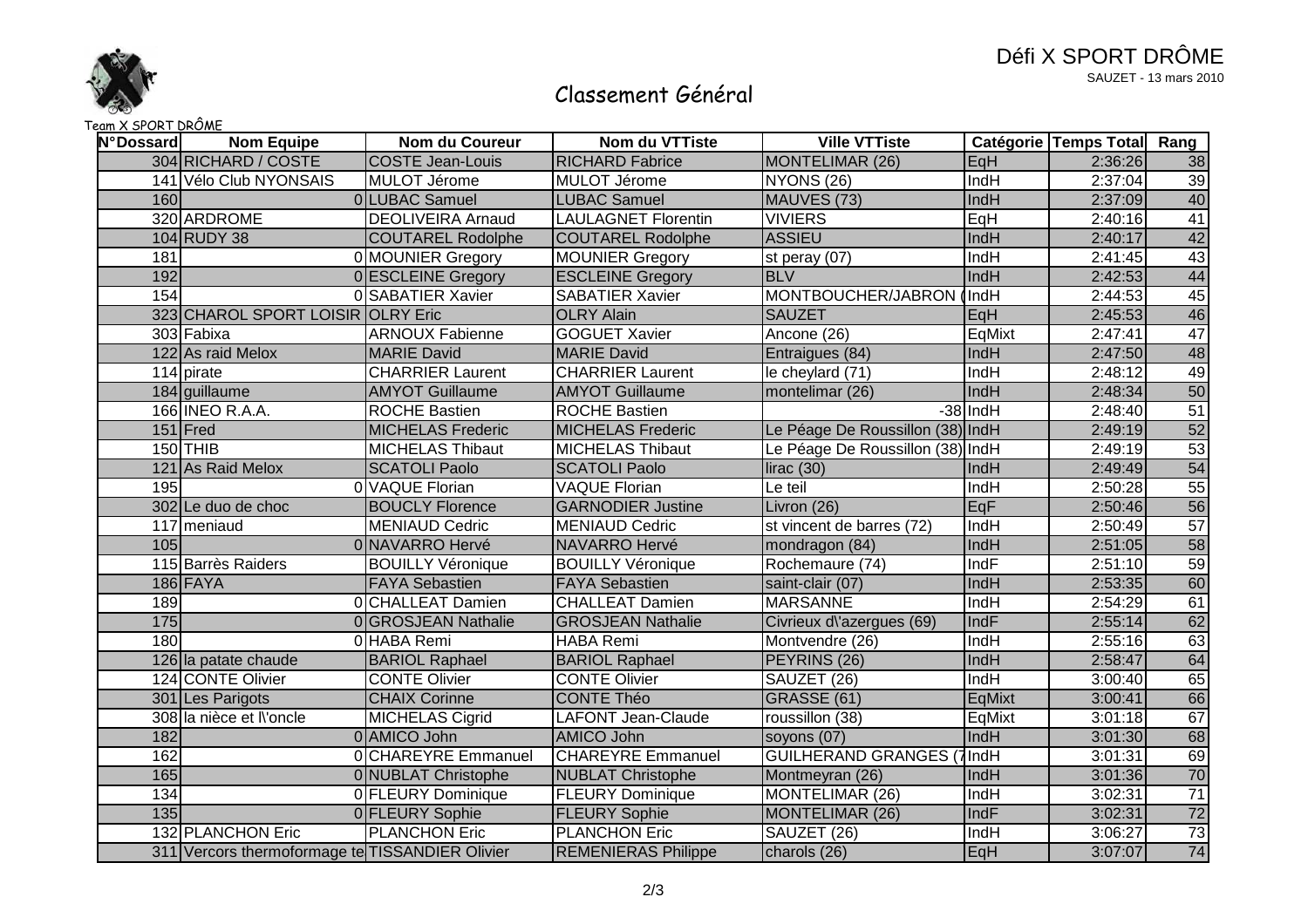Défi X SPORT DRÔME

SAUZET - 13 mars 2010

# Classement Général

Team X SPORT DRÔME

| N°Dossard | Nom Equipe | Nom du Coureur | Nom du VTTiste | Ville VTTiste | Catégorie | Temps Total | Rang |
|---|---|---|---|---|---|---|---|
| 304 | RICHARD / COSTE | COSTE Jean-Louis | RICHARD Fabrice | MONTELIMAR (26) | EqH | 2:36:26 | 38 |
| 141 | Vélo Club NYONSAIS | MULOT Jérome | MULOT Jérome | NYONS (26) | IndH | 2:37:04 | 39 |
| 160 | 0 | LUBAC Samuel | LUBAC Samuel | MAUVES (73) | IndH | 2:37:09 | 40 |
| 320 | ARDROME | DEOLIVEIRA Arnaud | LAULAGNET Florentin | VIVIERS | EqH | 2:40:16 | 41 |
| 104 | RUDY 38 | COUTAREL Rodolphe | COUTAREL Rodolphe | ASSIEU | IndH | 2:40:17 | 42 |
| 181 | 0 | MOUNIER Gregory | MOUNIER Gregory | st peray (07) | IndH | 2:41:45 | 43 |
| 192 | 0 | ESCLEINE Gregory | ESCLEINE Gregory | BLV | IndH | 2:42:53 | 44 |
| 154 | 0 | SABATIER Xavier | SABATIER Xavier | MONTBOUCHER/JABRON ( | IndH | 2:44:53 | 45 |
| 323 | CHAROL SPORT LOISIR | OLRY Eric | OLRY Alain | SAUZET | EqH | 2:45:53 | 46 |
| 303 | Fabixa | ARNOUX Fabienne | GOGUET Xavier | Ancone (26) | EqMixt | 2:47:41 | 47 |
| 122 | As raid Melox | MARIE David | MARIE David | Entraigues (84) | IndH | 2:47:50 | 48 |
| 114 | pirate | CHARRIER Laurent | CHARRIER Laurent | le cheylard (71) | IndH | 2:48:12 | 49 |
| 184 | guillaume | AMYOT Guillaume | AMYOT Guillaume | montelimar (26) | IndH | 2:48:34 | 50 |
| 166 | INEO R.A.A. | ROCHE Bastien | ROCHE Bastien | -38 | IndH | 2:48:40 | 51 |
| 151 | Fred | MICHELAS Frederic | MICHELAS Frederic | Le Péage De Roussillon (38) | IndH | 2:49:19 | 52 |
| 150 | THIB | MICHELAS Thibaut | MICHELAS Thibaut | Le Péage De Roussillon (38) | IndH | 2:49:19 | 53 |
| 121 | As Raid Melox | SCATOLI Paolo | SCATOLI Paolo | lirac (30) | IndH | 2:49:49 | 54 |
| 195 | 0 | VAQUE Florian | VAQUE Florian | Le teil | IndH | 2:50:28 | 55 |
| 302 | Le duo de choc | BOUCLY Florence | GARNODIER Justine | Livron (26) | EqF | 2:50:46 | 56 |
| 117 | meniaud | MENIAUD Cedric | MENIAUD Cedric | st vincent de barres (72) | IndH | 2:50:49 | 57 |
| 105 | 0 | NAVARRO Hervé | NAVARRO Hervé | mondragon (84) | IndH | 2:51:05 | 58 |
| 115 | Barrès Raiders | BOUILLY Véronique | BOUILLY Véronique | Rochemaure (74) | IndF | 2:51:10 | 59 |
| 186 | FAYA | FAYA Sebastien | FAYA Sebastien | saint-clair (07) | IndH | 2:53:35 | 60 |
| 189 | 0 | CHALLEAT Damien | CHALLEAT Damien | MARSANNE | IndH | 2:54:29 | 61 |
| 175 | 0 | GROSJEAN Nathalie | GROSJEAN Nathalie | Civrieux d\'azergues (69) | IndF | 2:55:14 | 62 |
| 180 | 0 | HABA Remi | HABA Remi | Montvendre (26) | IndH | 2:55:16 | 63 |
| 126 | la patate chaude | BARIOL Raphael | BARIOL Raphael | PEYRINS (26) | IndH | 2:58:47 | 64 |
| 124 | CONTE Olivier | CONTE Olivier | CONTE Olivier | SAUZET (26) | IndH | 3:00:40 | 65 |
| 301 | Les Parigots | CHAIX Corinne | CONTE Théo | GRASSE (61) | EqMixt | 3:00:41 | 66 |
| 308 | la nièce et l\'oncle | MICHELAS Cigrid | LAFONT Jean-Claude | roussillon (38) | EqMixt | 3:01:18 | 67 |
| 182 | 0 | AMICO John | AMICO John | soyons (07) | IndH | 3:01:30 | 68 |
| 162 | 0 | CHAREYRE Emmanuel | CHAREYRE Emmanuel | GUILHERAND GRANGES (7 | IndH | 3:01:31 | 69 |
| 165 | 0 | NUBLAT Christophe | NUBLAT Christophe | Montmeyran (26) | IndH | 3:01:36 | 70 |
| 134 | 0 | FLEURY Dominique | FLEURY Dominique | MONTELIMAR (26) | IndH | 3:02:31 | 71 |
| 135 | 0 | FLEURY Sophie | FLEURY Sophie | MONTELIMAR (26) | IndF | 3:02:31 | 72 |
| 132 | PLANCHON Eric | PLANCHON Eric | PLANCHON Eric | SAUZET (26) | IndH | 3:06:27 | 73 |
| 311 | Vercors thermoformage te | TISSANDIER Olivier | REMENIERAS Philippe | charols (26) | EqH | 3:07:07 | 74 |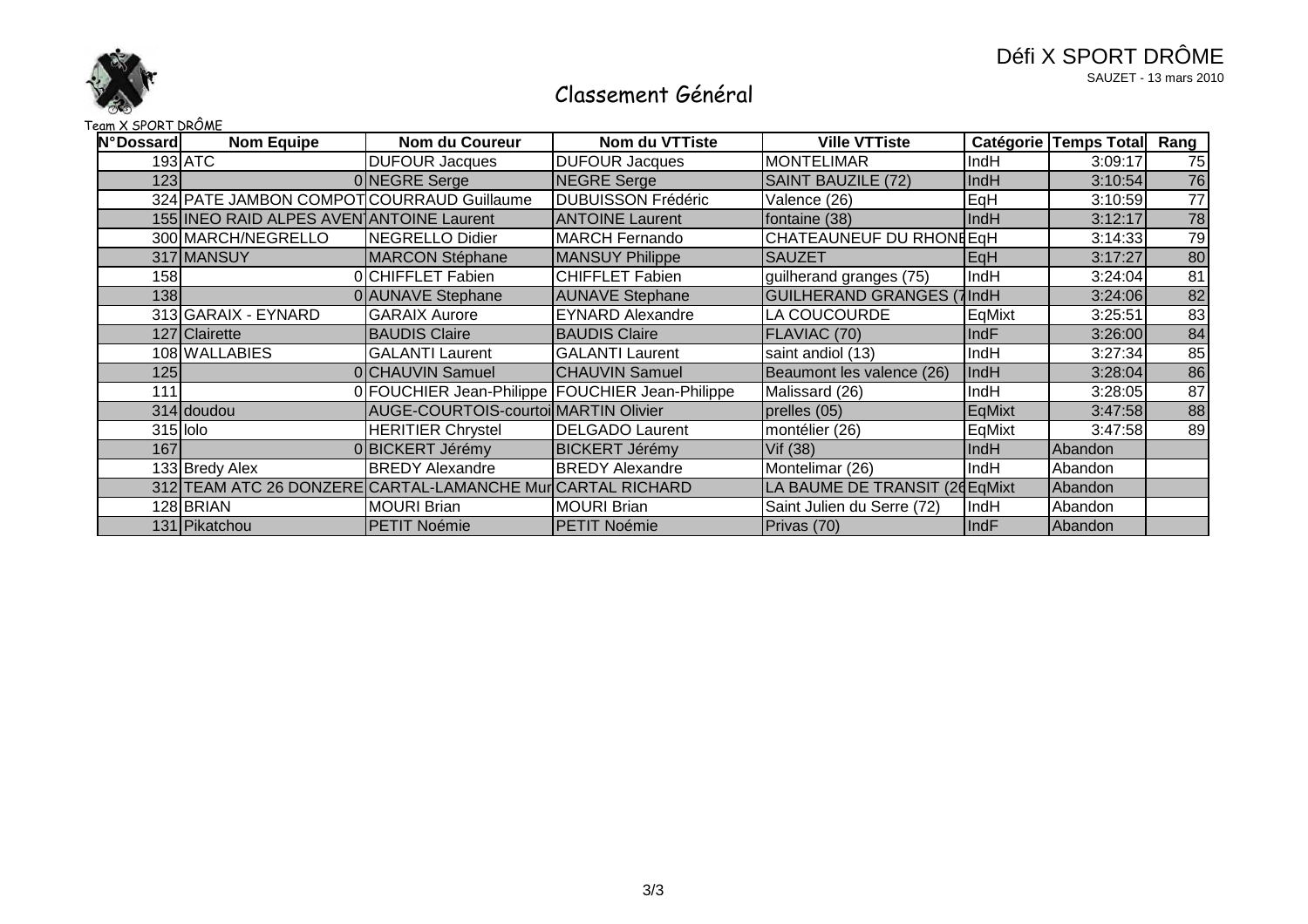Défi X SPORT DRÔME

SAUZET - 13 mars 2010

# Classement Général

Team X SPORT DRÔME

| N°Dossard | Nom Equipe | Nom du Coureur | Nom du VTTiste | Ville VTTiste | Catégorie | Temps Total | Rang |
|---|---|---|---|---|---|---|---|
| 193 | ATC | DUFOUR Jacques | DUFOUR Jacques | MONTELIMAR | IndH | 3:09:17 | 75 |
| 123 | 0 | NEGRE Serge | NEGRE Serge | SAINT BAUZILE (72) | IndH | 3:10:54 | 76 |
| 324 | PATE JAMBON COMPOT | COURRAUD Guillaume | DUBUISSON Frédéric | Valence (26) | EqH | 3:10:59 | 77 |
| 155 | INEO RAID ALPES AVENT | ANTOINE Laurent | ANTOINE Laurent | fontaine (38) | IndH | 3:12:17 | 78 |
| 300 | MARCH/NEGRELLO | NEGRELLO Didier | MARCH Fernando | CHATEAUNEUF DU RHONE | EqH | 3:14:33 | 79 |
| 317 | MANSUY | MARCON Stéphane | MANSUY Philippe | SAUZET | EqH | 3:17:27 | 80 |
| 158 | 0 | CHIFFLET Fabien | CHIFFLET Fabien | guilherand granges (75) | IndH | 3:24:04 | 81 |
| 138 | 0 | AUNAVE Stephane | AUNAVE Stephane | GUILHERAND GRANGES (7 | IndH | 3:24:06 | 82 |
| 313 | GARAIX - EYNARD | GARAIX Aurore | EYNARD Alexandre | LA COUCOURDE | EqMixt | 3:25:51 | 83 |
| 127 | Clairette | BAUDIS Claire | BAUDIS Claire | FLAVIAC (70) | IndF | 3:26:00 | 84 |
| 108 | WALLABIES | GALANTI Laurent | GALANTI Laurent | saint andiol (13) | IndH | 3:27:34 | 85 |
| 125 | 0 | CHAUVIN Samuel | CHAUVIN Samuel | Beaumont les valence (26) | IndH | 3:28:04 | 86 |
| 111 | 0 | FOUCHIER Jean-Philippe | FOUCHIER Jean-Philippe | Malissard (26) | IndH | 3:28:05 | 87 |
| 314 | doudou | AUGE-COURTOIS-courtoi | MARTIN Olivier | prelles (05) | EqMixt | 3:47:58 | 88 |
| 315 | lolo | HERITIER Chrystel | DELGADO Laurent | montélier (26) | EqMixt | 3:47:58 | 89 |
| 167 | 0 | BICKERT Jérémy | BICKERT Jérémy | Vif (38) | IndH | Abandon | |
| 133 | Bredy Alex | BREDY Alexandre | BREDY Alexandre | Montelimar (26) | IndH | Abandon | |
| 312 | TEAM ATC 26 DONZERE | CARTAL-LAMANCHE Mur | CARTAL RICHARD | LA BAUME DE TRANSIT (26 | EqMixt | Abandon | |
| 128 | BRIAN | MOURI Brian | MOURI Brian | Saint Julien du Serre (72) | IndH | Abandon | |
| 131 | Pikatchou | PETIT Noémie | PETIT Noémie | Privas (70) | IndF | Abandon | |